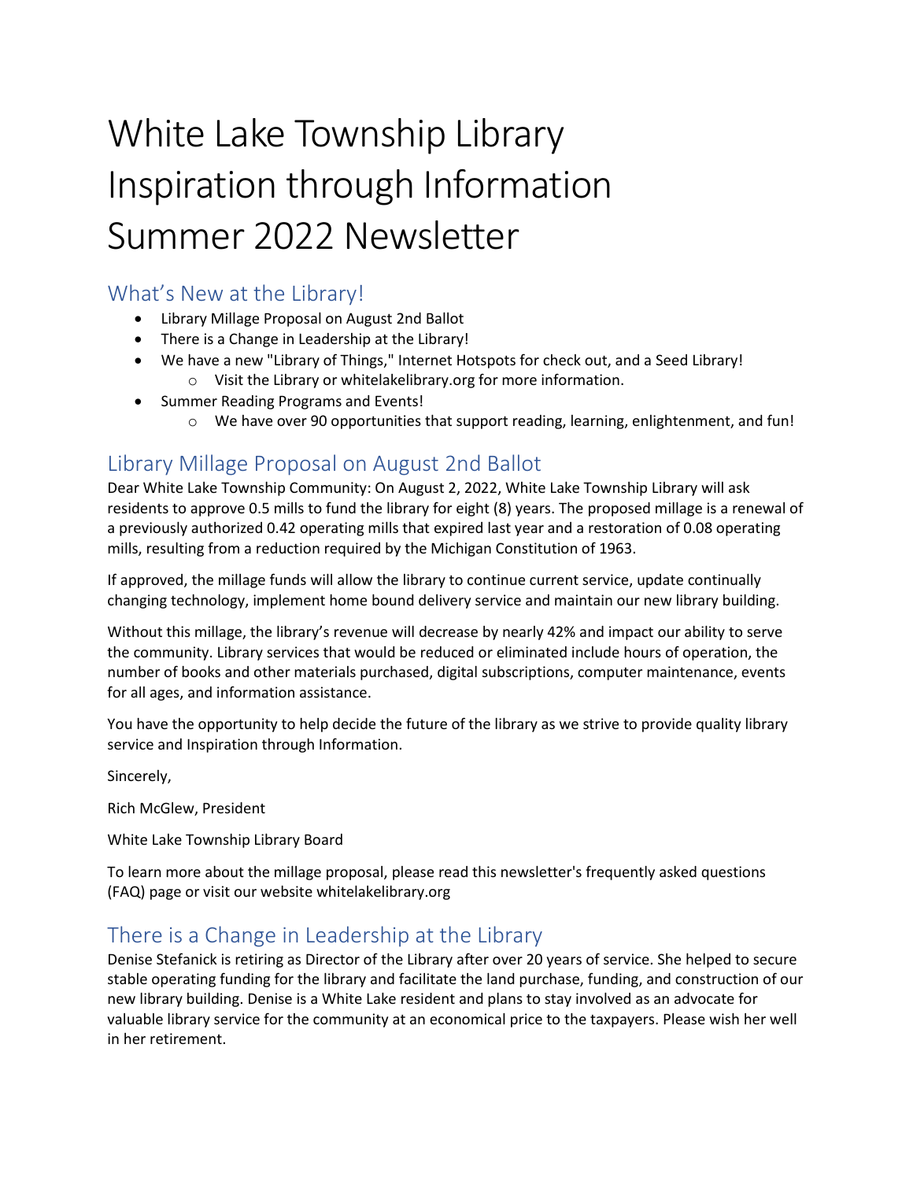# White Lake Township Library
# Inspiration through Information
# Summer 2022 Newsletter

## What's New at the Library!

- Library Millage Proposal on August 2nd Ballot
- There is a Change in Leadership at the Library!
- We have a new "Library of Things," Internet Hotspots for check out, and a Seed Library!
  - Visit the Library or whitelakelibrary.org for more information.
- Summer Reading Programs and Events!
  - We have over 90 opportunities that support reading, learning, enlightenment, and fun!

## Library Millage Proposal on August 2nd Ballot

Dear White Lake Township Community: On August 2, 2022, White Lake Township Library will ask residents to approve 0.5 mills to fund the library for eight (8) years. The proposed millage is a renewal of a previously authorized 0.42 operating mills that expired last year and a restoration of 0.08 operating mills, resulting from a reduction required by the Michigan Constitution of 1963.

If approved, the millage funds will allow the library to continue current service, update continually changing technology, implement home bound delivery service and maintain our new library building.

Without this millage, the library's revenue will decrease by nearly 42% and impact our ability to serve the community. Library services that would be reduced or eliminated include hours of operation, the number of books and other materials purchased, digital subscriptions, computer maintenance, events for all ages, and information assistance.

You have the opportunity to help decide the future of the library as we strive to provide quality library service and Inspiration through Information.

Sincerely,

Rich McGlew, President

White Lake Township Library Board

To learn more about the millage proposal, please read this newsletter's frequently asked questions (FAQ) page or visit our website whitelakelibrary.org

## There is a Change in Leadership at the Library

Denise Stefanick is retiring as Director of the Library after over 20 years of service. She helped to secure stable operating funding for the library and facilitate the land purchase, funding, and construction of our new library building. Denise is a White Lake resident and plans to stay involved as an advocate for valuable library service for the community at an economical price to the taxpayers. Please wish her well in her retirement.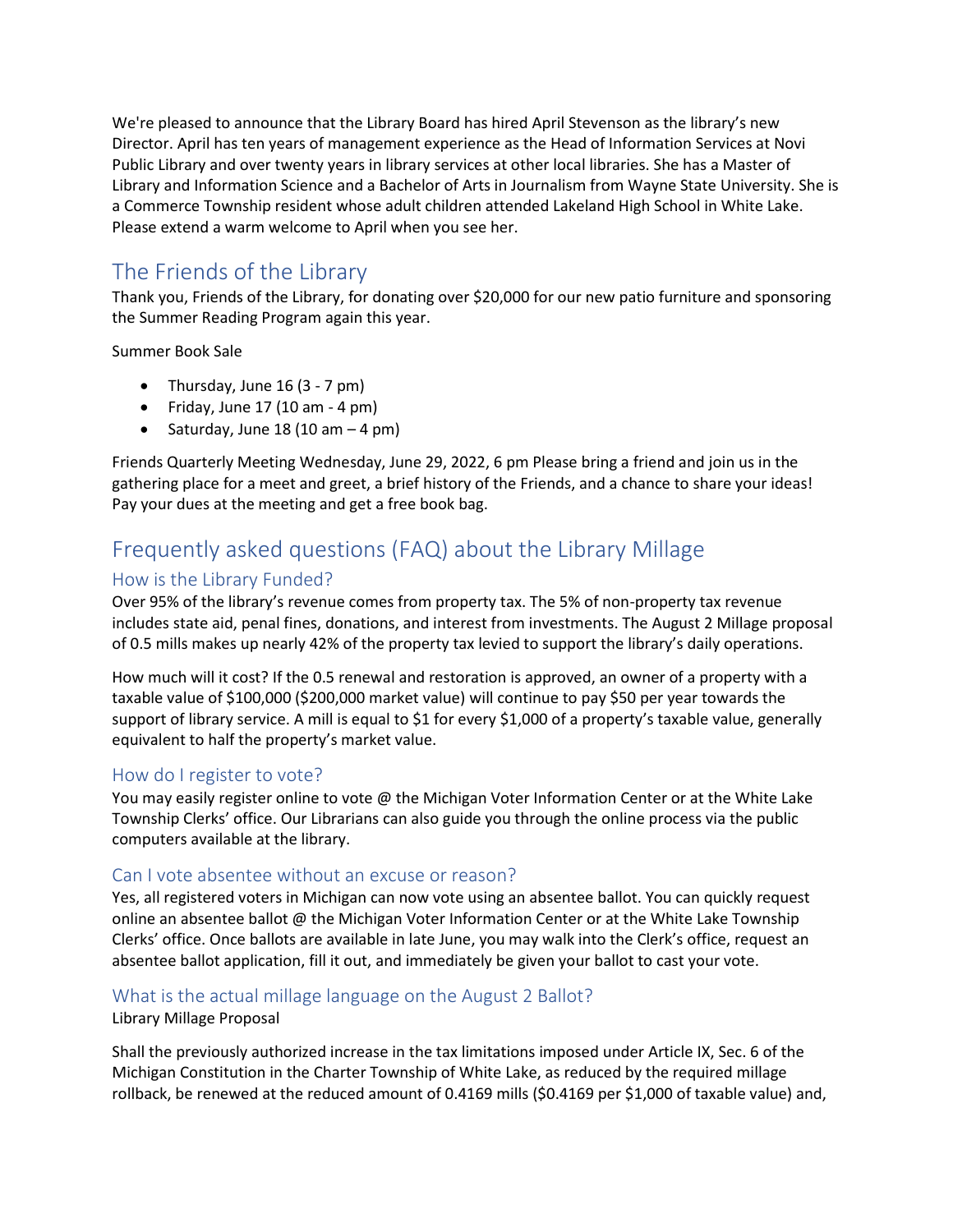We're pleased to announce that the Library Board has hired April Stevenson as the library's new Director. April has ten years of management experience as the Head of Information Services at Novi Public Library and over twenty years in library services at other local libraries. She has a Master of Library and Information Science and a Bachelor of Arts in Journalism from Wayne State University. She is a Commerce Township resident whose adult children attended Lakeland High School in White Lake. Please extend a warm welcome to April when you see her.

## The Friends of the Library

Thank you, Friends of the Library, for donating over $20,000 for our new patio furniture and sponsoring the Summer Reading Program again this year.

Summer Book Sale

- Thursday, June 16 (3 - 7 pm)
- Friday, June 17 (10 am - 4 pm)
- Saturday, June 18 (10 am – 4 pm)

Friends Quarterly Meeting Wednesday, June 29, 2022, 6 pm Please bring a friend and join us in the gathering place for a meet and greet, a brief history of the Friends, and a chance to share your ideas! Pay your dues at the meeting and get a free book bag.

## Frequently asked questions (FAQ) about the Library Millage

### How is the Library Funded?

Over 95% of the library's revenue comes from property tax. The 5% of non-property tax revenue includes state aid, penal fines, donations, and interest from investments. The August 2 Millage proposal of 0.5 mills makes up nearly 42% of the property tax levied to support the library's daily operations.

How much will it cost? If the 0.5 renewal and restoration is approved, an owner of a property with a taxable value of $100,000 ($200,000 market value) will continue to pay $50 per year towards the support of library service. A mill is equal to $1 for every $1,000 of a property's taxable value, generally equivalent to half the property's market value.

### How do I register to vote?

You may easily register online to vote @ the Michigan Voter Information Center or at the White Lake Township Clerks' office. Our Librarians can also guide you through the online process via the public computers available at the library.

### Can I vote absentee without an excuse or reason?

Yes, all registered voters in Michigan can now vote using an absentee ballot. You can quickly request online an absentee ballot @ the Michigan Voter Information Center or at the White Lake Township Clerks' office. Once ballots are available in late June, you may walk into the Clerk's office, request an absentee ballot application, fill it out, and immediately be given your ballot to cast your vote.

### What is the actual millage language on the August 2 Ballot?

Library Millage Proposal

Shall the previously authorized increase in the tax limitations imposed under Article IX, Sec. 6 of the Michigan Constitution in the Charter Township of White Lake, as reduced by the required millage rollback, be renewed at the reduced amount of 0.4169 mills ($0.4169 per $1,000 of taxable value) and,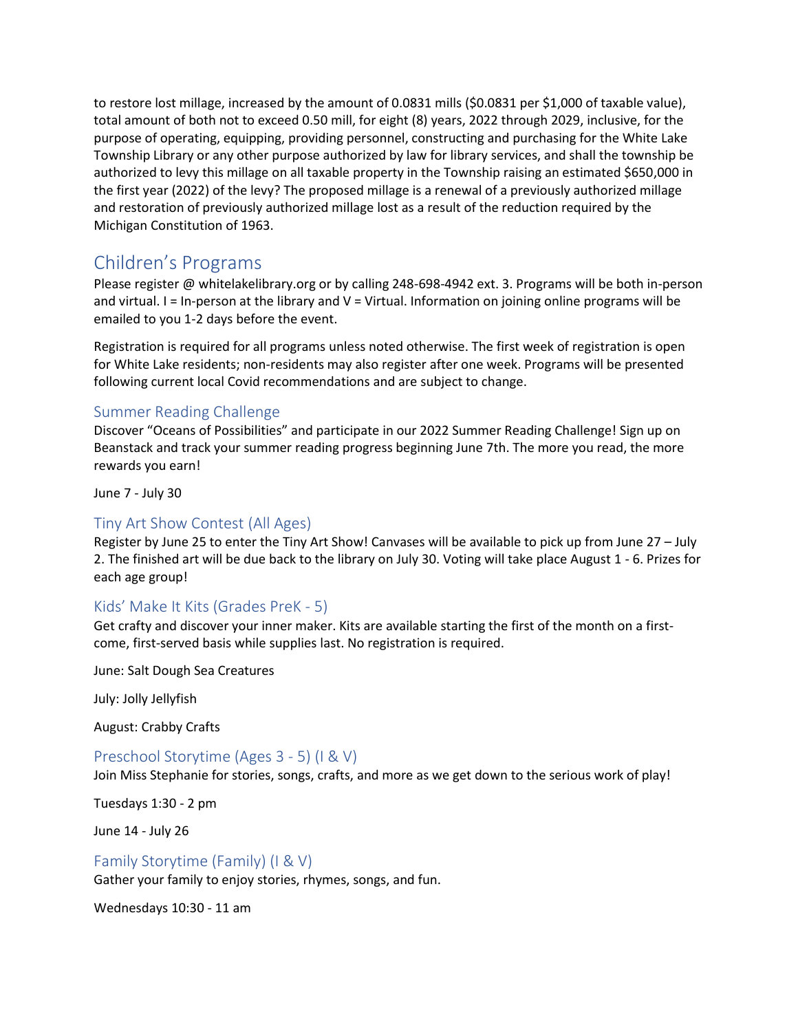to restore lost millage, increased by the amount of 0.0831 mills ($0.0831 per $1,000 of taxable value), total amount of both not to exceed 0.50 mill, for eight (8) years, 2022 through 2029, inclusive, for the purpose of operating, equipping, providing personnel, constructing and purchasing for the White Lake Township Library or any other purpose authorized by law for library services, and shall the township be authorized to levy this millage on all taxable property in the Township raising an estimated $650,000 in the first year (2022) of the levy? The proposed millage is a renewal of a previously authorized millage and restoration of previously authorized millage lost as a result of the reduction required by the Michigan Constitution of 1963.

## Children's Programs

Please register @ whitelakelibrary.org or by calling 248-698-4942 ext. 3. Programs will be both in-person and virtual. I = In-person at the library and V = Virtual. Information on joining online programs will be emailed to you 1-2 days before the event.

Registration is required for all programs unless noted otherwise. The first week of registration is open for White Lake residents; non-residents may also register after one week. Programs will be presented following current local Covid recommendations and are subject to change.

### Summer Reading Challenge

Discover "Oceans of Possibilities" and participate in our 2022 Summer Reading Challenge! Sign up on Beanstack and track your summer reading progress beginning June 7th. The more you read, the more rewards you earn!

June 7 - July 30

### Tiny Art Show Contest (All Ages)

Register by June 25 to enter the Tiny Art Show! Canvases will be available to pick up from June 27 – July 2. The finished art will be due back to the library on July 30. Voting will take place August 1 - 6. Prizes for each age group!

### Kids' Make It Kits (Grades PreK - 5)

Get crafty and discover your inner maker. Kits are available starting the first of the month on a first-come, first-served basis while supplies last. No registration is required.

June: Salt Dough Sea Creatures

July: Jolly Jellyfish

August: Crabby Crafts

### Preschool Storytime (Ages 3 - 5) (I & V)

Join Miss Stephanie for stories, songs, crafts, and more as we get down to the serious work of play!

Tuesdays 1:30 - 2 pm

June 14 - July 26

### Family Storytime (Family) (I & V)

Gather your family to enjoy stories, rhymes, songs, and fun.

Wednesdays 10:30 - 11 am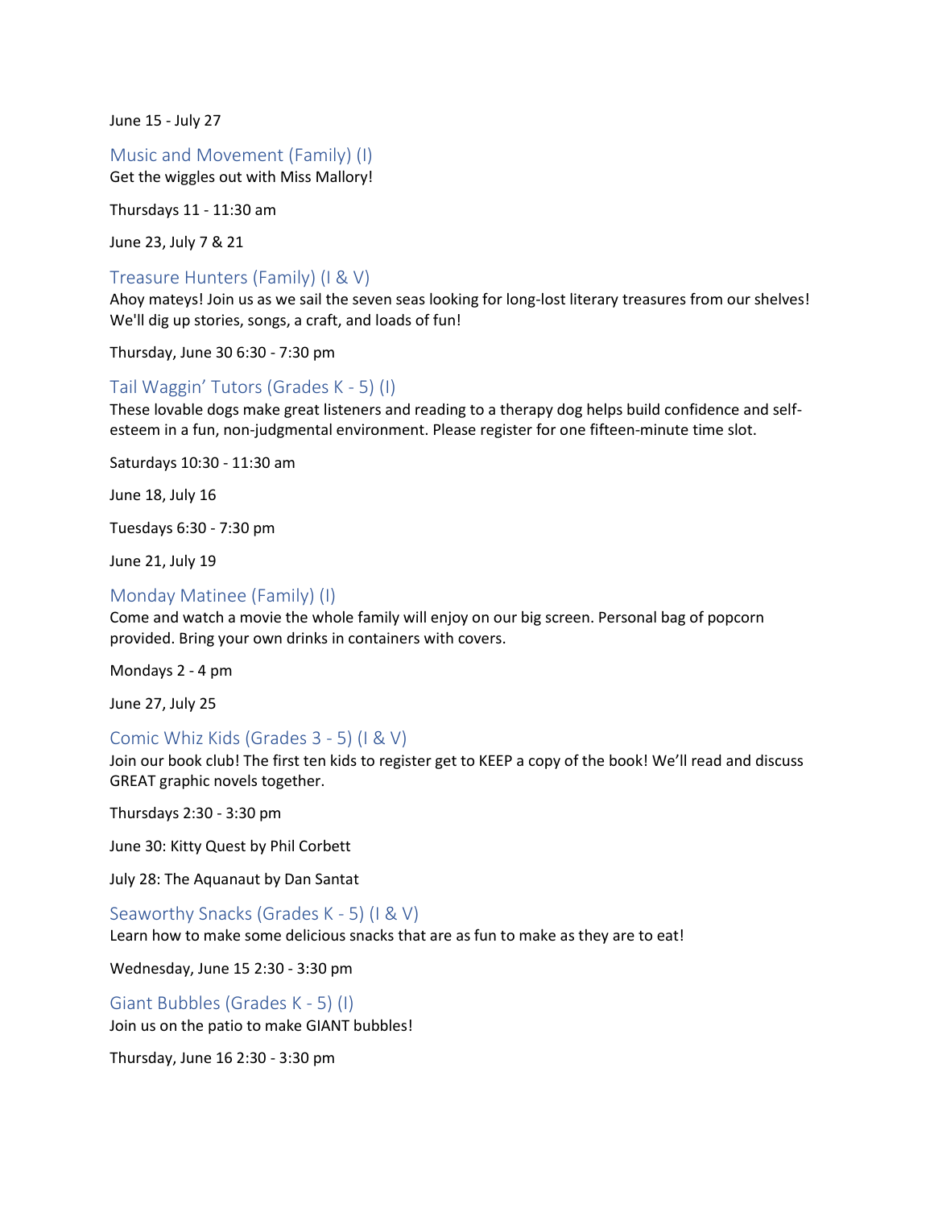June 15 - July 27

### Music and Movement (Family) (I)

Get the wiggles out with Miss Mallory!

Thursdays 11 - 11:30 am

June 23, July 7 & 21

### Treasure Hunters (Family) (I & V)

Ahoy mateys! Join us as we sail the seven seas looking for long-lost literary treasures from our shelves! We'll dig up stories, songs, a craft, and loads of fun!

Thursday, June 30 6:30 - 7:30 pm

### Tail Waggin' Tutors (Grades K - 5) (I)

These lovable dogs make great listeners and reading to a therapy dog helps build confidence and self-esteem in a fun, non-judgmental environment. Please register for one fifteen-minute time slot.

Saturdays 10:30 - 11:30 am

June 18, July 16

Tuesdays 6:30 - 7:30 pm

June 21, July 19

### Monday Matinee (Family) (I)

Come and watch a movie the whole family will enjoy on our big screen. Personal bag of popcorn provided. Bring your own drinks in containers with covers.

Mondays 2 - 4 pm

June 27, July 25

### Comic Whiz Kids (Grades 3 - 5) (I & V)

Join our book club! The first ten kids to register get to KEEP a copy of the book! We'll read and discuss GREAT graphic novels together.

Thursdays 2:30 - 3:30 pm

June 30: Kitty Quest by Phil Corbett

July 28: The Aquanaut by Dan Santat

### Seaworthy Snacks (Grades K - 5) (I & V)

Learn how to make some delicious snacks that are as fun to make as they are to eat!

Wednesday, June 15 2:30 - 3:30 pm

### Giant Bubbles (Grades K - 5) (I)

Join us on the patio to make GIANT bubbles!

Thursday, June 16 2:30 - 3:30 pm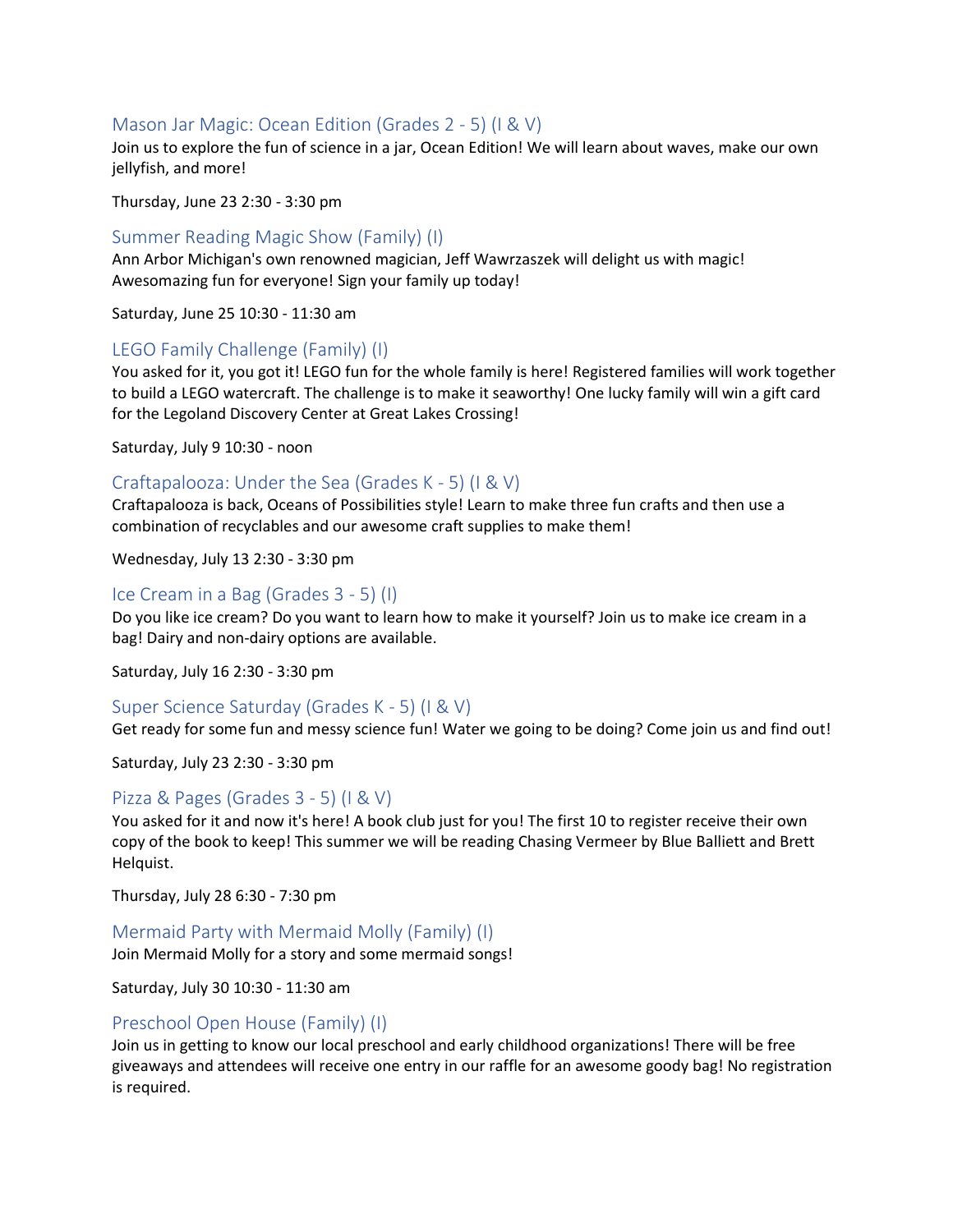### Mason Jar Magic: Ocean Edition (Grades 2 - 5) (I & V)

Join us to explore the fun of science in a jar, Ocean Edition! We will learn about waves, make our own jellyfish, and more!

Thursday, June 23 2:30 - 3:30 pm

### Summer Reading Magic Show (Family) (I)

Ann Arbor Michigan's own renowned magician, Jeff Wawrzaszek will delight us with magic! Awesomazing fun for everyone! Sign your family up today!

Saturday, June 25 10:30 - 11:30 am

### LEGO Family Challenge (Family) (I)

You asked for it, you got it! LEGO fun for the whole family is here! Registered families will work together to build a LEGO watercraft. The challenge is to make it seaworthy! One lucky family will win a gift card for the Legoland Discovery Center at Great Lakes Crossing!

Saturday, July 9 10:30 - noon

### Craftapalooza: Under the Sea (Grades K - 5) (I & V)

Craftapalooza is back, Oceans of Possibilities style! Learn to make three fun crafts and then use a combination of recyclables and our awesome craft supplies to make them!

Wednesday, July 13 2:30 - 3:30 pm

### Ice Cream in a Bag (Grades 3 - 5) (I)

Do you like ice cream? Do you want to learn how to make it yourself? Join us to make ice cream in a bag! Dairy and non-dairy options are available.

Saturday, July 16 2:30 - 3:30 pm

### Super Science Saturday (Grades K - 5) (I & V)

Get ready for some fun and messy science fun! Water we going to be doing? Come join us and find out!

Saturday, July 23 2:30 - 3:30 pm

### Pizza & Pages (Grades 3 - 5) (I & V)

You asked for it and now it's here! A book club just for you! The first 10 to register receive their own copy of the book to keep! This summer we will be reading Chasing Vermeer by Blue Balliett and Brett Helquist.

Thursday, July 28 6:30 - 7:30 pm

### Mermaid Party with Mermaid Molly (Family) (I)

Join Mermaid Molly for a story and some mermaid songs!

Saturday, July 30 10:30 - 11:30 am

### Preschool Open House (Family) (I)

Join us in getting to know our local preschool and early childhood organizations! There will be free giveaways and attendees will receive one entry in our raffle for an awesome goody bag! No registration is required.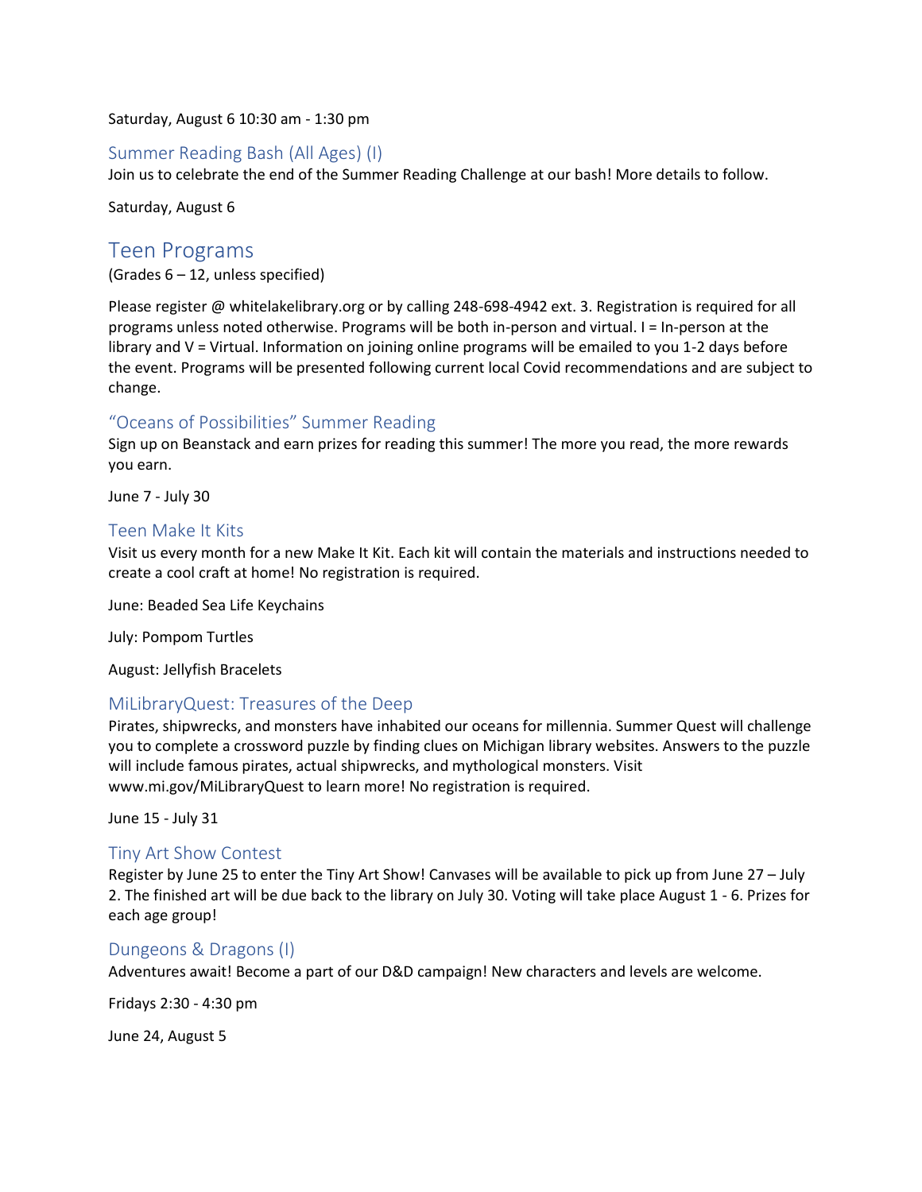Saturday, August 6 10:30 am - 1:30 pm

### Summer Reading Bash (All Ages) (I)

Join us to celebrate the end of the Summer Reading Challenge at our bash! More details to follow.

Saturday, August 6

## Teen Programs

(Grades 6 – 12, unless specified)

Please register @ whitelakelibrary.org or by calling 248-698-4942 ext. 3. Registration is required for all programs unless noted otherwise. Programs will be both in-person and virtual. I = In-person at the library and V = Virtual. Information on joining online programs will be emailed to you 1-2 days before the event. Programs will be presented following current local Covid recommendations and are subject to change.

### "Oceans of Possibilities" Summer Reading

Sign up on Beanstack and earn prizes for reading this summer! The more you read, the more rewards you earn.

June 7 - July 30

### Teen Make It Kits

Visit us every month for a new Make It Kit. Each kit will contain the materials and instructions needed to create a cool craft at home! No registration is required.

June: Beaded Sea Life Keychains

July: Pompom Turtles

August: Jellyfish Bracelets

### MiLibraryQuest: Treasures of the Deep

Pirates, shipwrecks, and monsters have inhabited our oceans for millennia. Summer Quest will challenge you to complete a crossword puzzle by finding clues on Michigan library websites. Answers to the puzzle will include famous pirates, actual shipwrecks, and mythological monsters. Visit www.mi.gov/MiLibraryQuest to learn more! No registration is required.

June 15 - July 31

### Tiny Art Show Contest

Register by June 25 to enter the Tiny Art Show! Canvases will be available to pick up from June 27 – July 2. The finished art will be due back to the library on July 30. Voting will take place August 1 - 6. Prizes for each age group!

### Dungeons & Dragons (I)

Adventures await! Become a part of our D&D campaign! New characters and levels are welcome.

Fridays 2:30 - 4:30 pm

June 24, August 5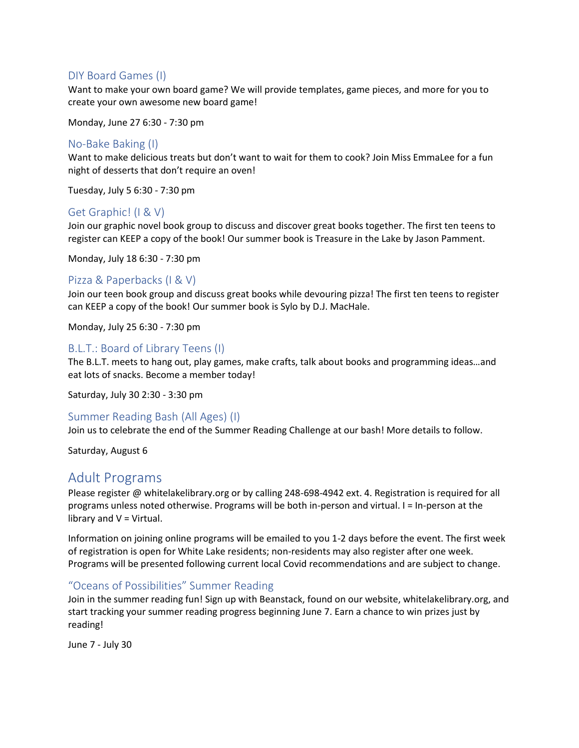### DIY Board Games (I)

Want to make your own board game? We will provide templates, game pieces, and more for you to create your own awesome new board game!

Monday, June 27 6:30 - 7:30 pm

### No-Bake Baking (I)

Want to make delicious treats but don't want to wait for them to cook? Join Miss EmmaLee for a fun night of desserts that don't require an oven!

Tuesday, July 5 6:30 - 7:30 pm

### Get Graphic! (I & V)

Join our graphic novel book group to discuss and discover great books together. The first ten teens to register can KEEP a copy of the book! Our summer book is Treasure in the Lake by Jason Pamment.

Monday, July 18 6:30 - 7:30 pm

### Pizza & Paperbacks (I & V)

Join our teen book group and discuss great books while devouring pizza! The first ten teens to register can KEEP a copy of the book! Our summer book is Sylo by D.J. MacHale.

Monday, July 25 6:30 - 7:30 pm

### B.L.T.: Board of Library Teens (I)

The B.L.T. meets to hang out, play games, make crafts, talk about books and programming ideas…and eat lots of snacks. Become a member today!

Saturday, July 30 2:30 - 3:30 pm

### Summer Reading Bash (All Ages) (I)

Join us to celebrate the end of the Summer Reading Challenge at our bash! More details to follow.

Saturday, August 6

## Adult Programs

Please register @ whitelakelibrary.org or by calling 248-698-4942 ext. 4. Registration is required for all programs unless noted otherwise. Programs will be both in-person and virtual. I = In-person at the library and V = Virtual.

Information on joining online programs will be emailed to you 1-2 days before the event. The first week of registration is open for White Lake residents; non-residents may also register after one week. Programs will be presented following current local Covid recommendations and are subject to change.

### "Oceans of Possibilities" Summer Reading

Join in the summer reading fun! Sign up with Beanstack, found on our website, whitelakelibrary.org, and start tracking your summer reading progress beginning June 7. Earn a chance to win prizes just by reading!

June 7 - July 30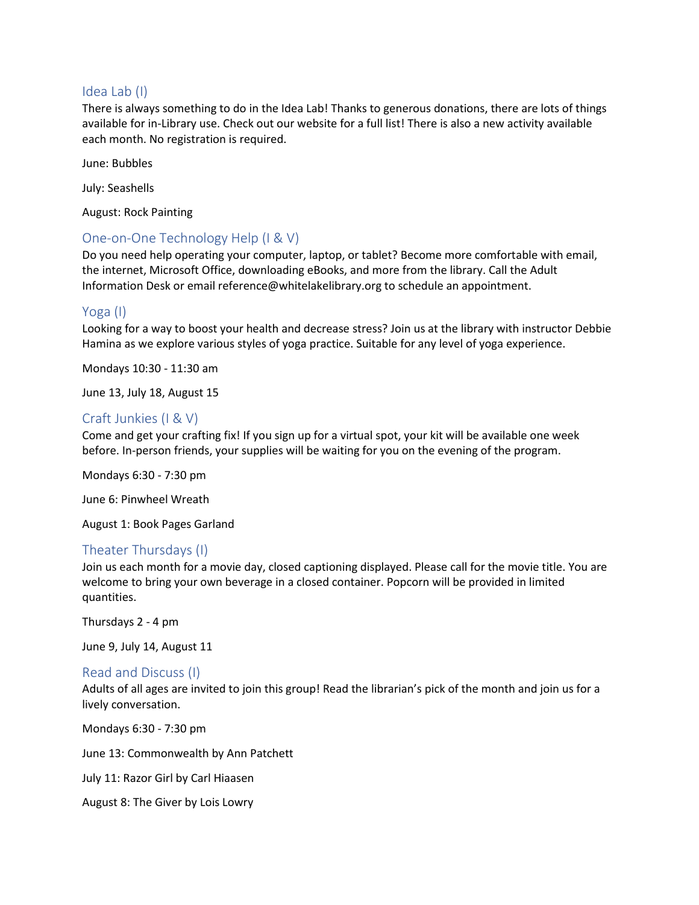## Idea Lab (I)

There is always something to do in the Idea Lab! Thanks to generous donations, there are lots of things available for in-Library use. Check out our website for a full list! There is also a new activity available each month. No registration is required.

June: Bubbles

July: Seashells

August: Rock Painting

## One-on-One Technology Help (I & V)

Do you need help operating your computer, laptop, or tablet? Become more comfortable with email, the internet, Microsoft Office, downloading eBooks, and more from the library. Call the Adult Information Desk or email reference@whitelakelibrary.org to schedule an appointment.

## Yoga (I)

Looking for a way to boost your health and decrease stress? Join us at the library with instructor Debbie Hamina as we explore various styles of yoga practice. Suitable for any level of yoga experience.

Mondays 10:30 - 11:30 am

June 13, July 18, August 15

## Craft Junkies (I & V)

Come and get your crafting fix! If you sign up for a virtual spot, your kit will be available one week before. In-person friends, your supplies will be waiting for you on the evening of the program.

Mondays 6:30 - 7:30 pm

June 6: Pinwheel Wreath

August 1: Book Pages Garland

## Theater Thursdays (I)

Join us each month for a movie day, closed captioning displayed. Please call for the movie title. You are welcome to bring your own beverage in a closed container. Popcorn will be provided in limited quantities.

Thursdays 2 - 4 pm

June 9, July 14, August 11

## Read and Discuss (I)

Adults of all ages are invited to join this group! Read the librarian's pick of the month and join us for a lively conversation.

Mondays 6:30 - 7:30 pm

June 13: Commonwealth by Ann Patchett

July 11: Razor Girl by Carl Hiaasen

August 8: The Giver by Lois Lowry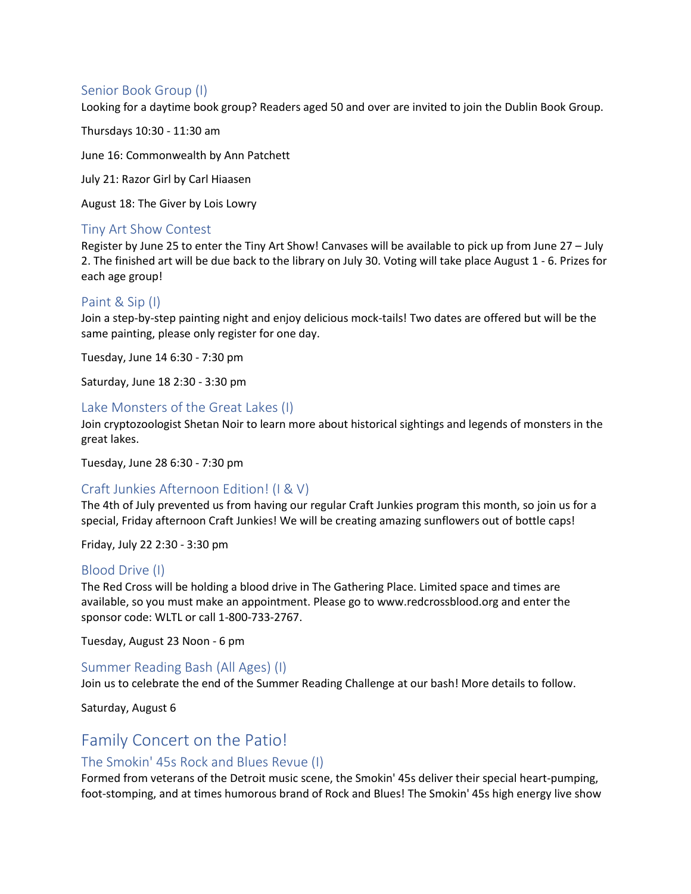### Senior Book Group (I)

Looking for a daytime book group? Readers aged 50 and over are invited to join the Dublin Book Group.

Thursdays 10:30 - 11:30 am

June 16: Commonwealth by Ann Patchett

July 21: Razor Girl by Carl Hiaasen

August 18: The Giver by Lois Lowry

### Tiny Art Show Contest

Register by June 25 to enter the Tiny Art Show! Canvases will be available to pick up from June 27 – July 2. The finished art will be due back to the library on July 30. Voting will take place August 1 - 6. Prizes for each age group!

### Paint & Sip (I)

Join a step-by-step painting night and enjoy delicious mock-tails! Two dates are offered but will be the same painting, please only register for one day.

Tuesday, June 14 6:30 - 7:30 pm

Saturday, June 18 2:30 - 3:30 pm

### Lake Monsters of the Great Lakes (I)

Join cryptozoologist Shetan Noir to learn more about historical sightings and legends of monsters in the great lakes.

Tuesday, June 28 6:30 - 7:30 pm

### Craft Junkies Afternoon Edition! (I & V)

The 4th of July prevented us from having our regular Craft Junkies program this month, so join us for a special, Friday afternoon Craft Junkies! We will be creating amazing sunflowers out of bottle caps!

Friday, July 22 2:30 - 3:30 pm

### Blood Drive (I)

The Red Cross will be holding a blood drive in The Gathering Place. Limited space and times are available, so you must make an appointment. Please go to www.redcrossblood.org and enter the sponsor code: WLTL or call 1-800-733-2767.

Tuesday, August 23 Noon - 6 pm

### Summer Reading Bash (All Ages) (I)

Join us to celebrate the end of the Summer Reading Challenge at our bash! More details to follow.

Saturday, August 6

## Family Concert on the Patio!

### The Smokin' 45s Rock and Blues Revue (I)

Formed from veterans of the Detroit music scene, the Smokin' 45s deliver their special heart-pumping, foot-stomping, and at times humorous brand of Rock and Blues! The Smokin' 45s high energy live show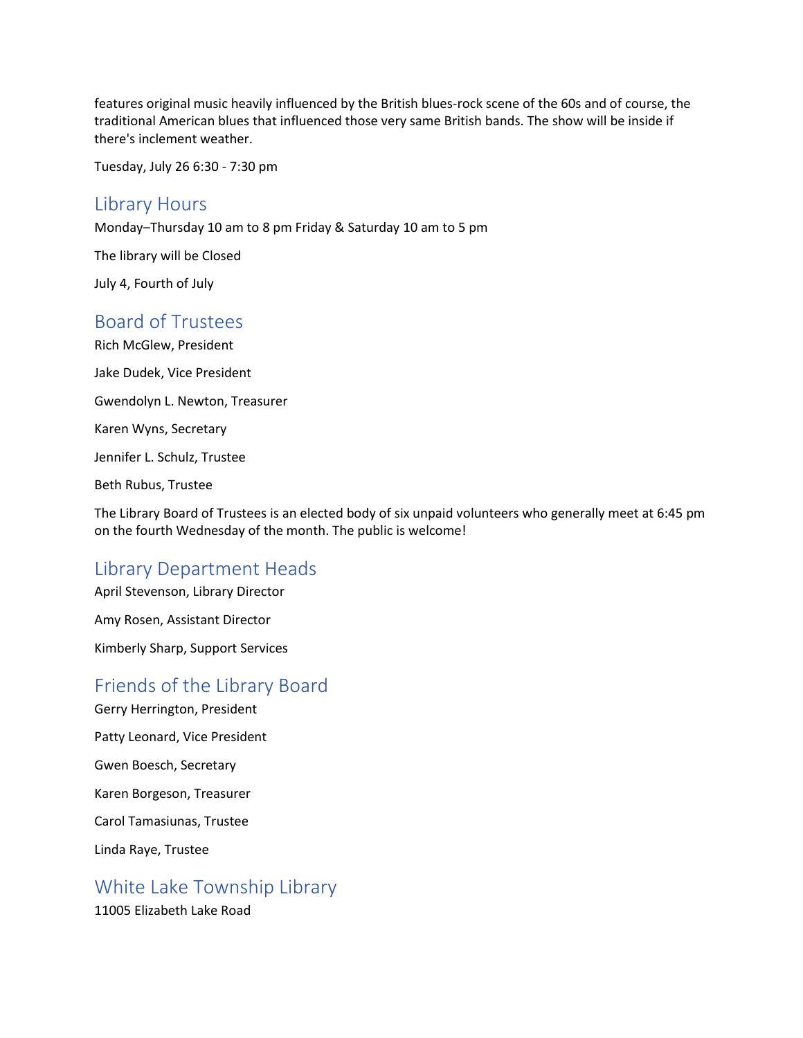features original music heavily influenced by the British blues-rock scene of the 60s and of course, the traditional American blues that influenced those very same British bands. The show will be inside if there's inclement weather.

Tuesday, July 26 6:30 - 7:30 pm

## Library Hours

Monday–Thursday 10 am to 8 pm Friday & Saturday 10 am to 5 pm

The library will be Closed

July 4, Fourth of July

## Board of Trustees

Rich McGlew, President

Jake Dudek, Vice President

Gwendolyn L. Newton, Treasurer

Karen Wyns, Secretary

Jennifer L. Schulz, Trustee

Beth Rubus, Trustee

The Library Board of Trustees is an elected body of six unpaid volunteers who generally meet at 6:45 pm on the fourth Wednesday of the month. The public is welcome!

## Library Department Heads

April Stevenson, Library Director

Amy Rosen, Assistant Director

Kimberly Sharp, Support Services

## Friends of the Library Board

Gerry Herrington, President

Patty Leonard, Vice President

Gwen Boesch, Secretary

Karen Borgeson, Treasurer

Carol Tamasiunas, Trustee

Linda Raye, Trustee

## White Lake Township Library

11005 Elizabeth Lake Road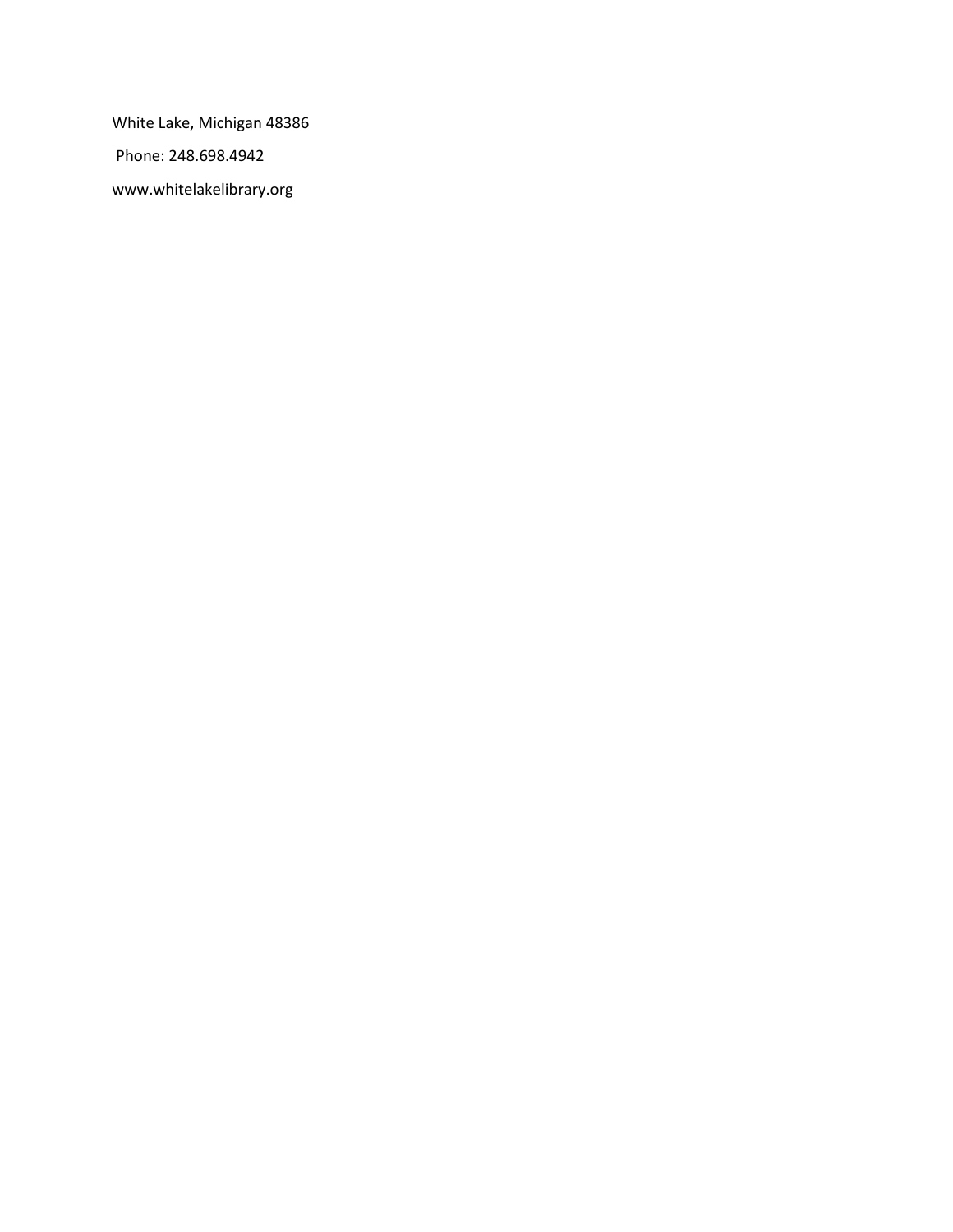White Lake, Michigan 48386

Phone: 248.698.4942

www.whitelakelibrary.org